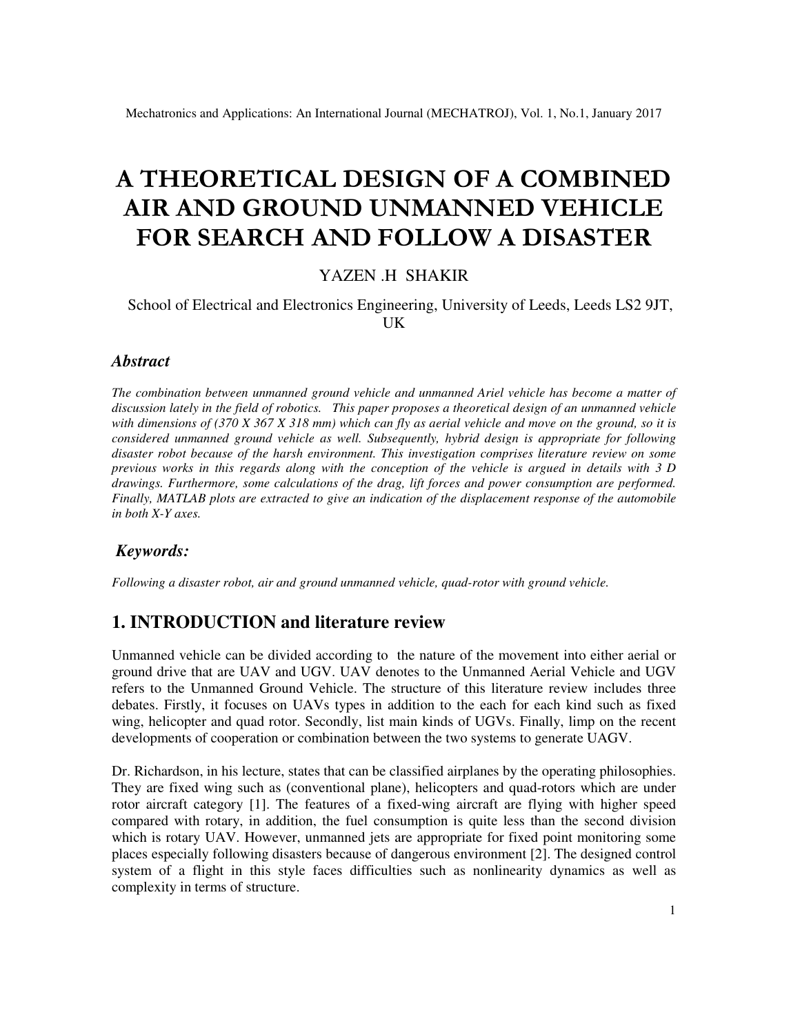# A THEORETICAL DESIGN OF A COMBINED AIR AND GROUND UNMANNED VEHICLE FOR SEARCH AND FOLLOW A DISASTER

YAZEN .H SHAKIR

School of Electrical and Electronics Engineering, University of Leeds, Leeds LS2 9JT, UK

## *Abstract*

*The combination between unmanned ground vehicle and unmanned Ariel vehicle has become a matter of discussion lately in the field of robotics. This paper proposes a theoretical design of an unmanned vehicle with dimensions of (370 X 367 X 318 mm) which can fly as aerial vehicle and move on the ground, so it is considered unmanned ground vehicle as well. Subsequently, hybrid design is appropriate for following disaster robot because of the harsh environment. This investigation comprises literature review on some previous works in this regards along with the conception of the vehicle is argued in details with 3 D drawings. Furthermore, some calculations of the drag, lift forces and power consumption are performed. Finally, MATLAB plots are extracted to give an indication of the displacement response of the automobile in both X-Y axes.*

## *Keywords:*

*Following a disaster robot, air and ground unmanned vehicle, quad-rotor with ground vehicle.*

## 1. INTRODUCTION and literature review

Unmanned vehicle can be divided according to the nature of the movement into either aerial or ground drive that are UAV and UGV. UAV denotes to the Unmanned Aerial Vehicle and UGV refers to the Unmanned Ground Vehicle. The structure of this literature review includes three debates. Firstly, it focuses on UAVs types in addition to the each for each kind such as fixed wing, helicopter and quad rotor. Secondly, list main kinds of UGVs. Finally, limp on the recent developments of cooperation or combination between the two systems to generate UAGV.

Dr. Richardson, in his lecture, states that can be classified airplanes by the operating philosophies. They are fixed wing such as (conventional plane), helicopters and quad-rotors which are under rotor aircraft category [1]. The features of a fixed-wing aircraft are flying with higher speed compared with rotary, in addition, the fuel consumption is quite less than the second division which is rotary UAV. However, unmanned jets are appropriate for fixed point monitoring some places especially following disasters because of dangerous environment [2]. The designed control system of a flight in this style faces difficulties such as nonlinearity dynamics as well as complexity in terms of structure.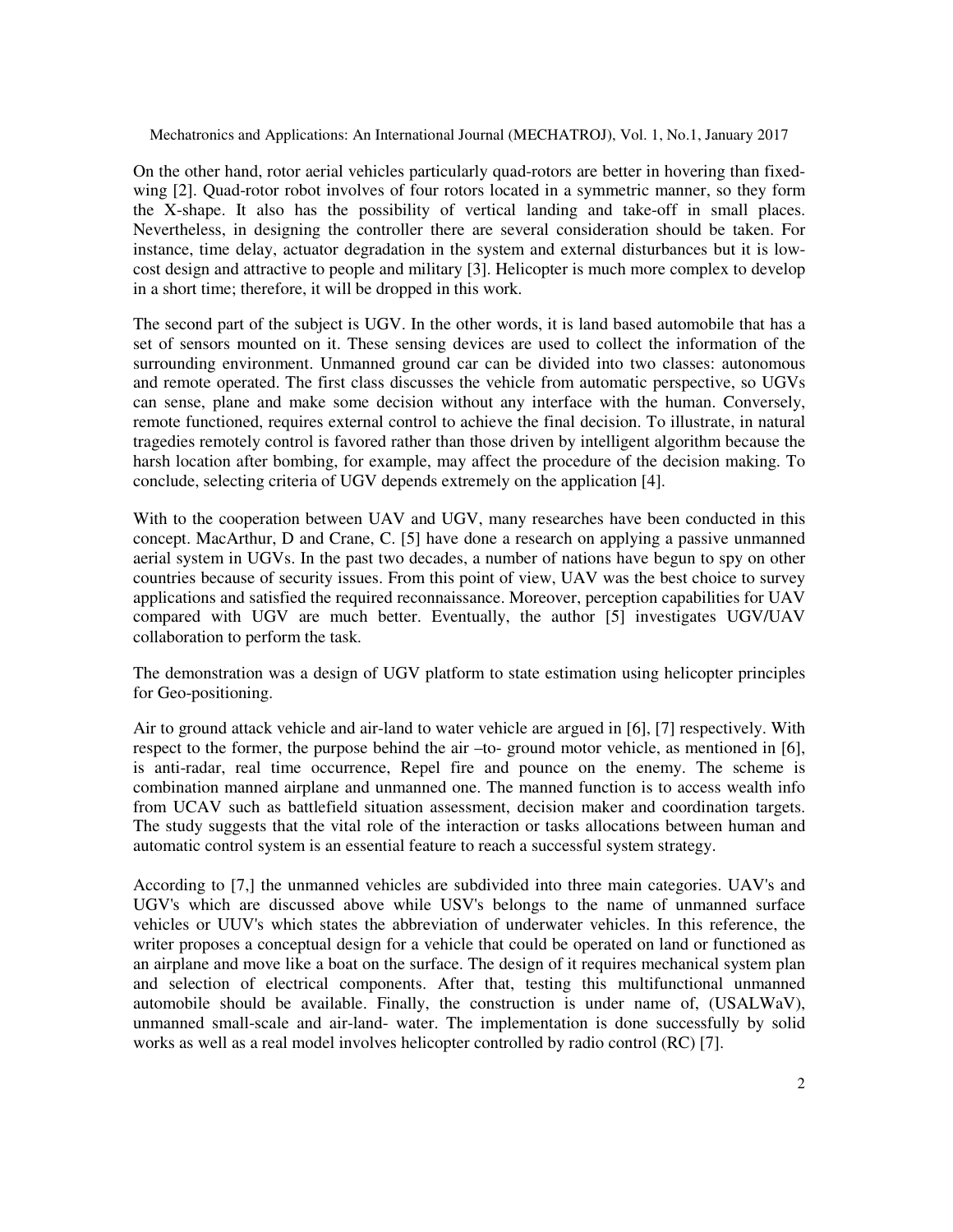On the other hand, rotor aerial vehicles particularly quad-rotors are better in hovering than fixed-wing [2]. Quad-rotor robot involves of four rotors located in a symmetric manner, so they form the X-shape. It also has the possibility of vertical landing and take-off in small places. Nevertheless, in designing the controller there are several consideration should be taken. For instance, time delay, actuator degradation in the system and external disturbances but it is low-cost design and attractive to people and military [3]. Helicopter is much more complex to develop in a short time; therefore, it will be dropped in this work.

The second part of the subject is UGV. In the other words, it is land based automobile that has a set of sensors mounted on it. These sensing devices are used to collect the information of the surrounding environment. Unmanned ground car can be divided into two classes: autonomous and remote operated. The first class discusses the vehicle from automatic perspective, so UGVs can sense, plane and make some decision without any interface with the human. Conversely, remote functioned, requires external control to achieve the final decision. To illustrate, in natural tragedies remotely control is favored rather than those driven by intelligent algorithm because the harsh location after bombing, for example, may affect the procedure of the decision making. To conclude, selecting criteria of UGV depends extremely on the application [4].

With to the cooperation between UAV and UGV, many researches have been conducted in this concept. MacArthur, D and Crane, C. [5] have done a research on applying a passive unmanned aerial system in UGVs. In the past two decades, a number of nations have begun to spy on other countries because of security issues. From this point of view, UAV was the best choice to survey applications and satisfied the required reconnaissance. Moreover, perception capabilities for UAV compared with UGV are much better. Eventually, the author [5] investigates UGV/UAV collaboration to perform the task.

The demonstration was a design of UGV platform to state estimation using helicopter principles for Geo-positioning.

Air to ground attack vehicle and air-land to water vehicle are argued in [6], [7] respectively. With respect to the former, the purpose behind the air –to- ground motor vehicle, as mentioned in [6], is anti-radar, real time occurrence, Repel fire and pounce on the enemy. The scheme is combination manned airplane and unmanned one. The manned function is to access wealth info from UCAV such as battlefield situation assessment, decision maker and coordination targets. The study suggests that the vital role of the interaction or tasks allocations between human and automatic control system is an essential feature to reach a successful system strategy.

According to [7,] the unmanned vehicles are subdivided into three main categories. UAV's and UGV's which are discussed above while USV's belongs to the name of unmanned surface vehicles or UUV's which states the abbreviation of underwater vehicles. In this reference, the writer proposes a conceptual design for a vehicle that could be operated on land or functioned as an airplane and move like a boat on the surface. The design of it requires mechanical system plan and selection of electrical components. After that, testing this multifunctional unmanned automobile should be available. Finally, the construction is under name of, (USALWaV), unmanned small-scale and air-land- water. The implementation is done successfully by solid works as well as a real model involves helicopter controlled by radio control (RC) [7].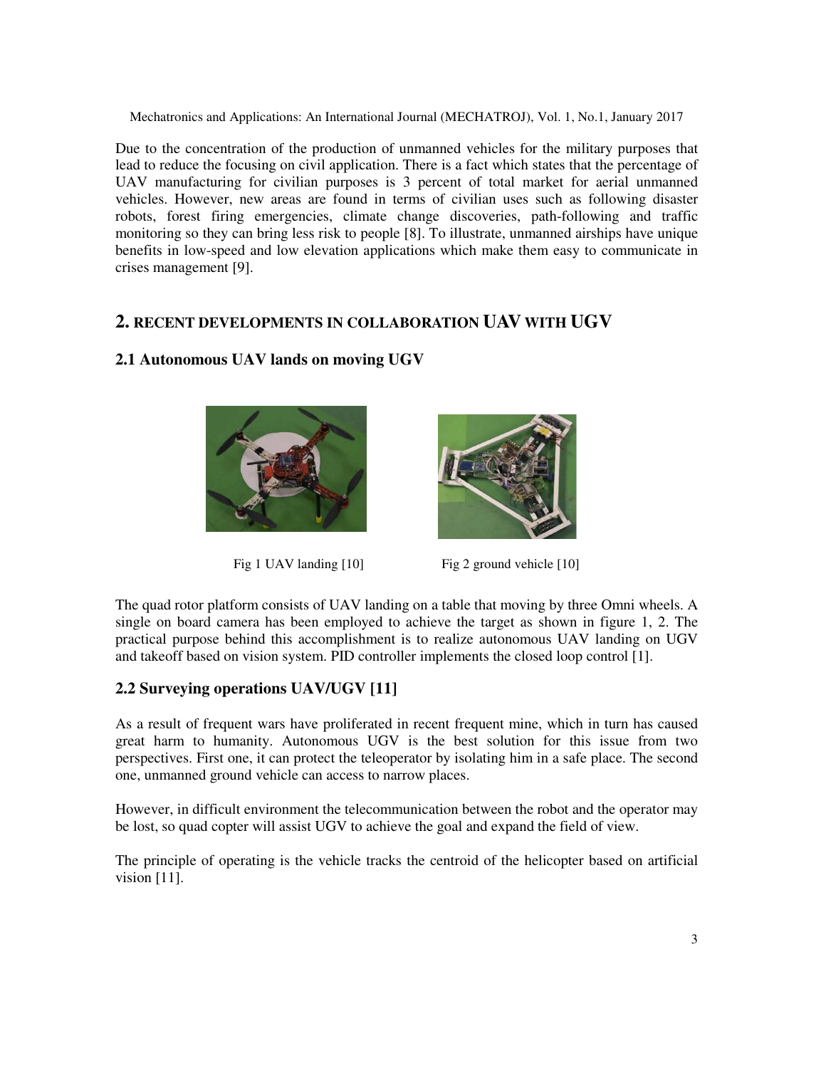Due to the concentration of the production of unmanned vehicles for the military purposes that lead to reduce the focusing on civil application. There is a fact which states that the percentage of UAV manufacturing for civilian purposes is 3 percent of total market for aerial unmanned vehicles. However, new areas are found in terms of civilian uses such as following disaster robots, forest firing emergencies, climate change discoveries, path-following and traffic monitoring so they can bring less risk to people [8]. To illustrate, unmanned airships have unique benefits in low-speed and low elevation applications which make them easy to communicate in crises management [9].

## 2. RECENT DEVELOPMENTS IN COLLABORATION UAV WITH UGV

### 2.1 Autonomous UAV lands on moving UGV

Fig 1 UAV landing [10]

Fig 2 ground vehicle [10]

The quad rotor platform consists of UAV landing on a table that moving by three Omni wheels. A single on board camera has been employed to achieve the target as shown in figure 1, 2. The practical purpose behind this accomplishment is to realize autonomous UAV landing on UGV and takeoff based on vision system. PID controller implements the closed loop control [1].

### 2.2 Surveying operations UAV/UGV [11]

As a result of frequent wars have proliferated in recent frequent mine, which in turn has caused great harm to humanity. Autonomous UGV is the best solution for this issue from two perspectives. First one, it can protect the teleoperator by isolating him in a safe place. The second one, unmanned ground vehicle can access to narrow places.

However, in difficult environment the telecommunication between the robot and the operator may be lost, so quad copter will assist UGV to achieve the goal and expand the field of view.

The principle of operating is the vehicle tracks the centroid of the helicopter based on artificial vision [11].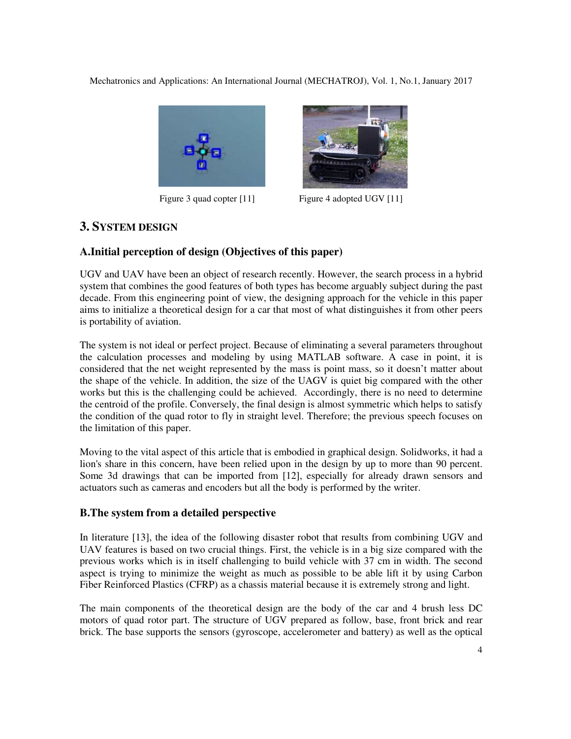Figure 3 quad copter [11]

Figure 4 adopted UGV [11]

## 3. SYSTEM DESIGN

### A. Initial perception of design (Objectives of this paper)

UGV and UAV have been an object of research recently. However, the search process in a hybrid system that combines the good features of both types has become arguably subject during the past decade. From this engineering point of view, the designing approach for the vehicle in this paper aims to initialize a theoretical design for a car that most of what distinguishes it from other peers is portability of aviation.

The system is not ideal or perfect project. Because of eliminating a several parameters throughout the calculation processes and modeling by using MATLAB software. A case in point, it is considered that the net weight represented by the mass is point mass, so it doesn't matter about the shape of the vehicle. In addition, the size of the UAGV is quiet big compared with the other works but this is the challenging could be achieved. Accordingly, there is no need to determine the centroid of the profile. Conversely, the final design is almost symmetric which helps to satisfy the condition of the quad rotor to fly in straight level. Therefore; the previous speech focuses on the limitation of this paper.

Moving to the vital aspect of this article that is embodied in graphical design. Solidworks, it had a lion's share in this concern, have been relied upon in the design by up to more than 90 percent. Some 3d drawings that can be imported from [12], especially for already drawn sensors and actuators such as cameras and encoders but all the body is performed by the writer.

### B. The system from a detailed perspective

In literature [13], the idea of the following disaster robot that results from combining UGV and UAV features is based on two crucial things. First, the vehicle is in a big size compared with the previous works which is in itself challenging to build vehicle with 37 cm in width. The second aspect is trying to minimize the weight as much as possible to be able lift it by using Carbon Fiber Reinforced Plastics (CFRP) as a chassis material because it is extremely strong and light.

The main components of the theoretical design are the body of the car and 4 brush less DC motors of quad rotor part. The structure of UGV prepared as follow, base, front brick and rear brick. The base supports the sensors (gyroscope, accelerometer and battery) as well as the optical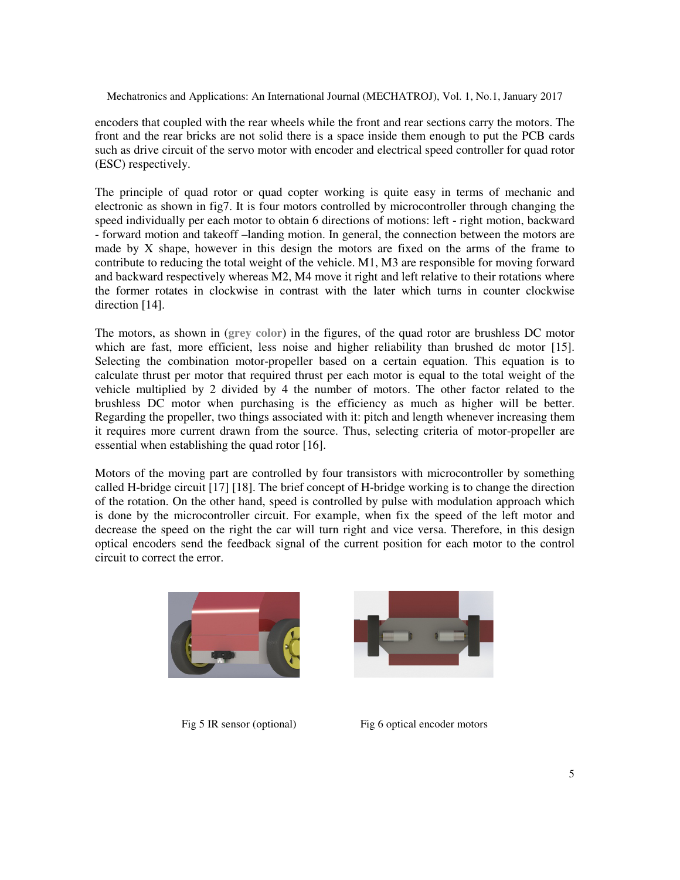encoders that coupled with the rear wheels while the front and rear sections carry the motors. The front and the rear bricks are not solid there is a space inside them enough to put the PCB cards such as drive circuit of the servo motor with encoder and electrical speed controller for quad rotor (ESC) respectively.

The principle of quad rotor or quad copter working is quite easy in terms of mechanic and electronic as shown in fig7. It is four motors controlled by microcontroller through changing the speed individually per each motor to obtain 6 directions of motions: left - right motion, backward - forward motion and takeoff –landing motion. In general, the connection between the motors are made by X shape, however in this design the motors are fixed on the arms of the frame to contribute to reducing the total weight of the vehicle. M1, M3 are responsible for moving forward and backward respectively whereas M2, M4 move it right and left relative to their rotations where the former rotates in clockwise in contrast with the later which turns in counter clockwise direction [14].

The motors, as shown in (**grey color**) in the figures, of the quad rotor are brushless DC motor which are fast, more efficient, less noise and higher reliability than brushed dc motor [15]. Selecting the combination motor-propeller based on a certain equation. This equation is to calculate thrust per motor that required thrust per each motor is equal to the total weight of the vehicle multiplied by 2 divided by 4 the number of motors. The other factor related to the brushless DC motor when purchasing is the efficiency as much as higher will be better. Regarding the propeller, two things associated with it: pitch and length whenever increasing them it requires more current drawn from the source. Thus, selecting criteria of motor-propeller are essential when establishing the quad rotor [16].

Motors of the moving part are controlled by four transistors with microcontroller by something called H-bridge circuit [17] [18]. The brief concept of H-bridge working is to change the direction of the rotation. On the other hand, speed is controlled by pulse with modulation approach which is done by the microcontroller circuit. For example, when fix the speed of the left motor and decrease the speed on the right the car will turn right and vice versa. Therefore, in this design optical encoders send the feedback signal of the current position for each motor to the control circuit to correct the error.

Fig 5 IR sensor (optional)

Fig 6 optical encoder motors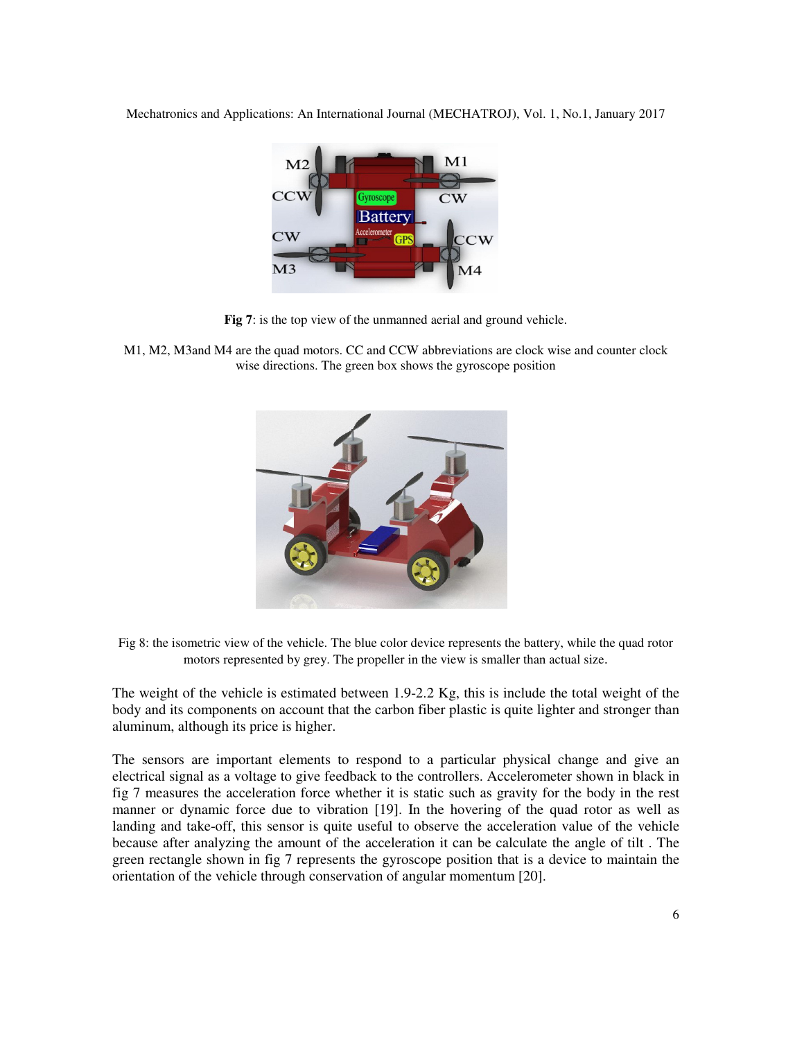**Fig 7**: is the top view of the unmanned aerial and ground vehicle.

M1, M2, M3and M4 are the quad motors. CC and CCW abbreviations are clock wise and counter clock wise directions. The green box shows the gyroscope position

Fig 8: the isometric view of the vehicle. The blue color device represents the battery, while the quad rotor motors represented by grey. The propeller in the view is smaller than actual size.

The weight of the vehicle is estimated between 1.9-2.2 Kg, this is include the total weight of the body and its components on account that the carbon fiber plastic is quite lighter and stronger than aluminum, although its price is higher.

The sensors are important elements to respond to a particular physical change and give an electrical signal as a voltage to give feedback to the controllers. Accelerometer shown in black in fig 7 measures the acceleration force whether it is static such as gravity for the body in the rest manner or dynamic force due to vibration [19]. In the hovering of the quad rotor as well as landing and take-off, this sensor is quite useful to observe the acceleration value of the vehicle because after analyzing the amount of the acceleration it can be calculate the angle of tilt . The green rectangle shown in fig 7 represents the gyroscope position that is a device to maintain the orientation of the vehicle through conservation of angular momentum [20].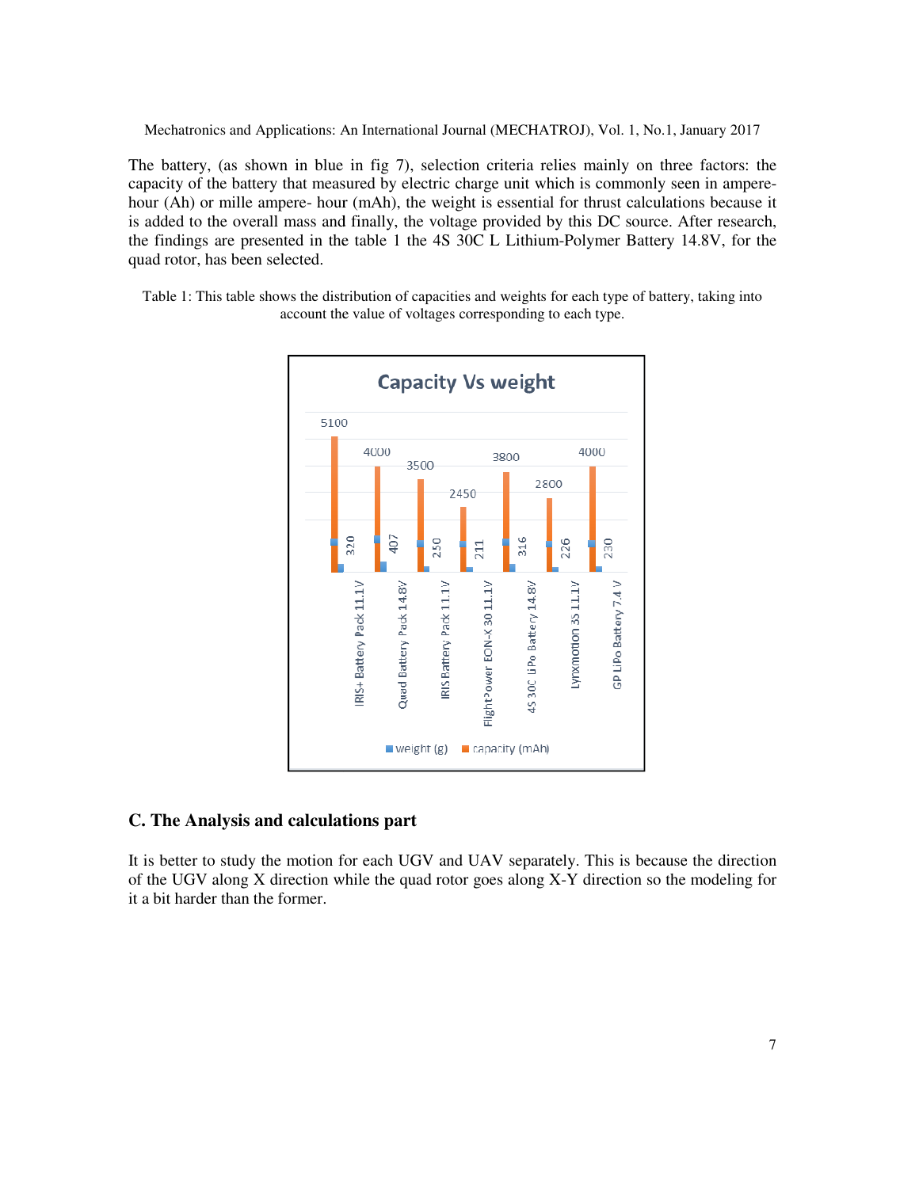The battery, (as shown in blue in fig 7), selection criteria relies mainly on three factors: the capacity of the battery that measured by electric charge unit which is commonly seen in ampere-hour (Ah) or mille ampere- hour (mAh), the weight is essential for thrust calculations because it is added to the overall mass and finally, the voltage provided by this DC source. After research, the findings are presented in the table 1 the 4S 30C L Lithium-Polymer Battery 14.8V, for the quad rotor, has been selected.

Table 1: This table shows the distribution of capacities and weights for each type of battery, taking into account the value of voltages corresponding to each type.

**Capacity Vs weight**

| Battery | capacity (mAh) | weight (g) |
| --- | --- | --- |
| IRIS+ Battery Pack 11.1V | 5100 | 320 |
| Quad Battery Pack 14.8V | 4000 | 407 |
| IRIS Battery Pack 11.1V | 3500 | 250 |
| FlightPower EON-X 30 11.1V | 2450 | 211 |
| 4S 30C LiPo Battery 14.8V | 3800 | 316 |
| Lynxmotion 3S 11.1V | 2800 | 226 |
| GP LiPo Battery 7.4 V | 4000 | 230 |

## C. The Analysis and calculations part

It is better to study the motion for each UGV and UAV separately. This is because the direction of the UGV along X direction while the quad rotor goes along X-Y direction so the modeling for it a bit harder than the former.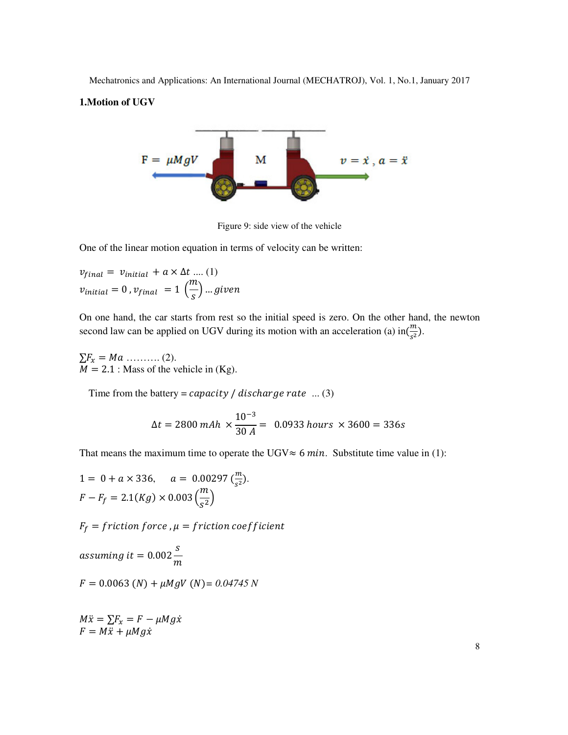## 1.Motion of UGV

Figure 9: side view of the vehicle

One of the linear motion equation in terms of velocity can be written:

$$v_{final} = v_{initial} + a \times \Delta t \text{ .... (1)}$$

$$v_{initial} = 0 \, , v_{final} = 1 \left(\frac{m}{s}\right) \text{ ... given}$$

On one hand, the car starts from rest so the initial speed is zero. On the other hand, the newton second law can be applied on UGV during its motion with an acceleration (a) in($\frac{m}{s^2}$).

$$\sum F_x = Ma \text{ .......... (2).}$$

$M = 2.1$ : Mass of the vehicle in (Kg).

Time from the battery = $capacity \; / \; discharge \; rate$ ... (3)

$$\Delta t = 2800 \; mAh \times \frac{10^{-3}}{30 \; A} = 0.0933 \; hours \times 3600 = 336s$$

That means the maximum time to operate the UGV≈ $6 \; min$. Substitute time value in (1):

$$1 = 0 + a \times 336, \quad a = 0.00297 \left(\frac{m}{s^2}\right).$$

$$F - F_f = 2.1(Kg) \times 0.003 \left(\frac{m}{s^2}\right)$$

$$F_f = friction \; force \, , \mu = friction \; coefficient$$

$$assuming \; it = 0.002 \frac{s}{m}$$

$$F = 0.0063 \; (N) + \mu MgV \; (N) = 0.04745 \; N$$

$$M\ddot{x} = \sum F_x = F - \mu Mg\dot{x}$$

$$F = M\ddot{x} + \mu Mg\dot{x}$$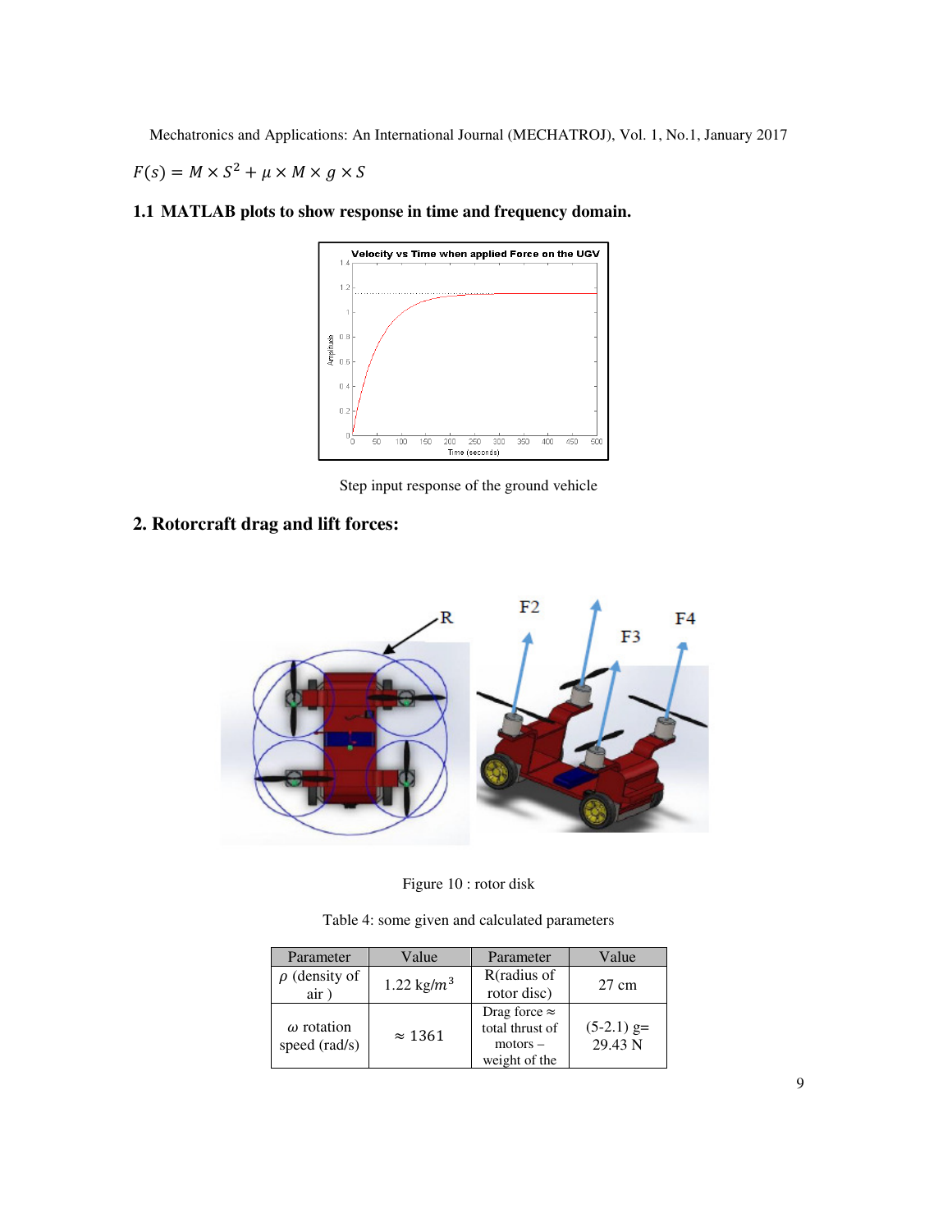$F(s) = M \times S^2 + \mu \times M \times g \times S$

### 1.1 MATLAB plots to show response in time and frequency domain.

Step input response of the ground vehicle

## 2. Rotorcraft drag and lift forces:

Figure 10 : rotor disk

Table 4: some given and calculated parameters

| Parameter | Value | Parameter | Value |
|---|---|---|---|
| $\rho$ (density of air ) | 1.22 kg/$m^3$ | R(radius of rotor disc) | 27 cm |
| $\omega$ rotation speed (rad/s) | $\approx$ 1361 | Drag force $\approx$ total thrust of motors – weight of the | (5-2.1) g= 29.43 N |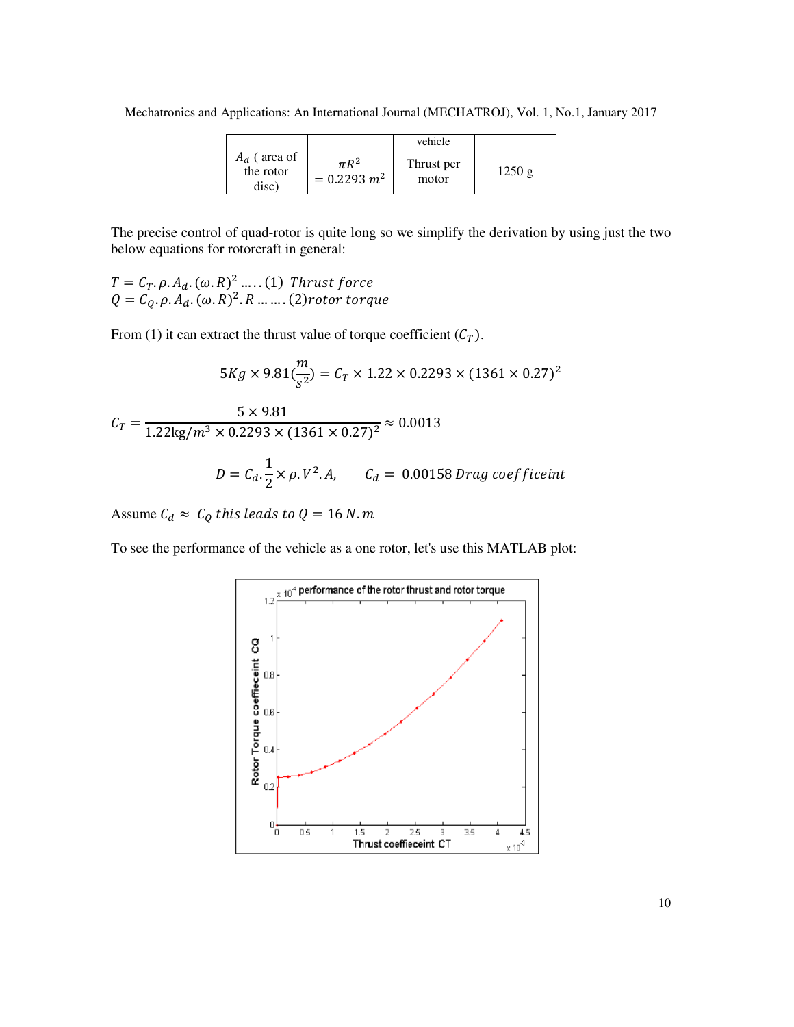|  |  | vehicle |  |
|---|---|---|---|
| $A_d$ ( area of the rotor disc) | $\pi R^2 = 0.2293\ m^2$ | Thrust per motor | 1250 g |

The precise control of quad-rotor is quite long so we simplify the derivation by using just the two below equations for rotorcraft in general:

$$T = C_T.\rho.A_d.(\omega.R)^2 \ldots..(1)\ \textit{Thrust force}$$
$$Q = C_Q.\rho.A_d.(\omega.R)^2.R \ldots\ldots.(2) \textit{rotor torque}$$

From (1) it can extract the thrust value of torque coefficient ($C_T$).

$$5Kg \times 9.81(\frac{m}{s^2}) = C_T \times 1.22 \times 0.2293 \times (1361 \times 0.27)^2$$

$$C_T = \frac{5 \times 9.81}{1.22\mathrm{kg}/m^3 \times 0.2293 \times (1361 \times 0.27)^2} \approx 0.0013$$

$$D = C_d.\frac{1}{2} \times \rho.V^2.A, \qquad C_d = 0.00158\ \textit{Drag coefficeint}$$

Assume $C_d \approx C_Q$ *this leads to* $Q = 16\ N.m$

To see the performance of the vehicle as a one rotor, let's use this MATLAB plot: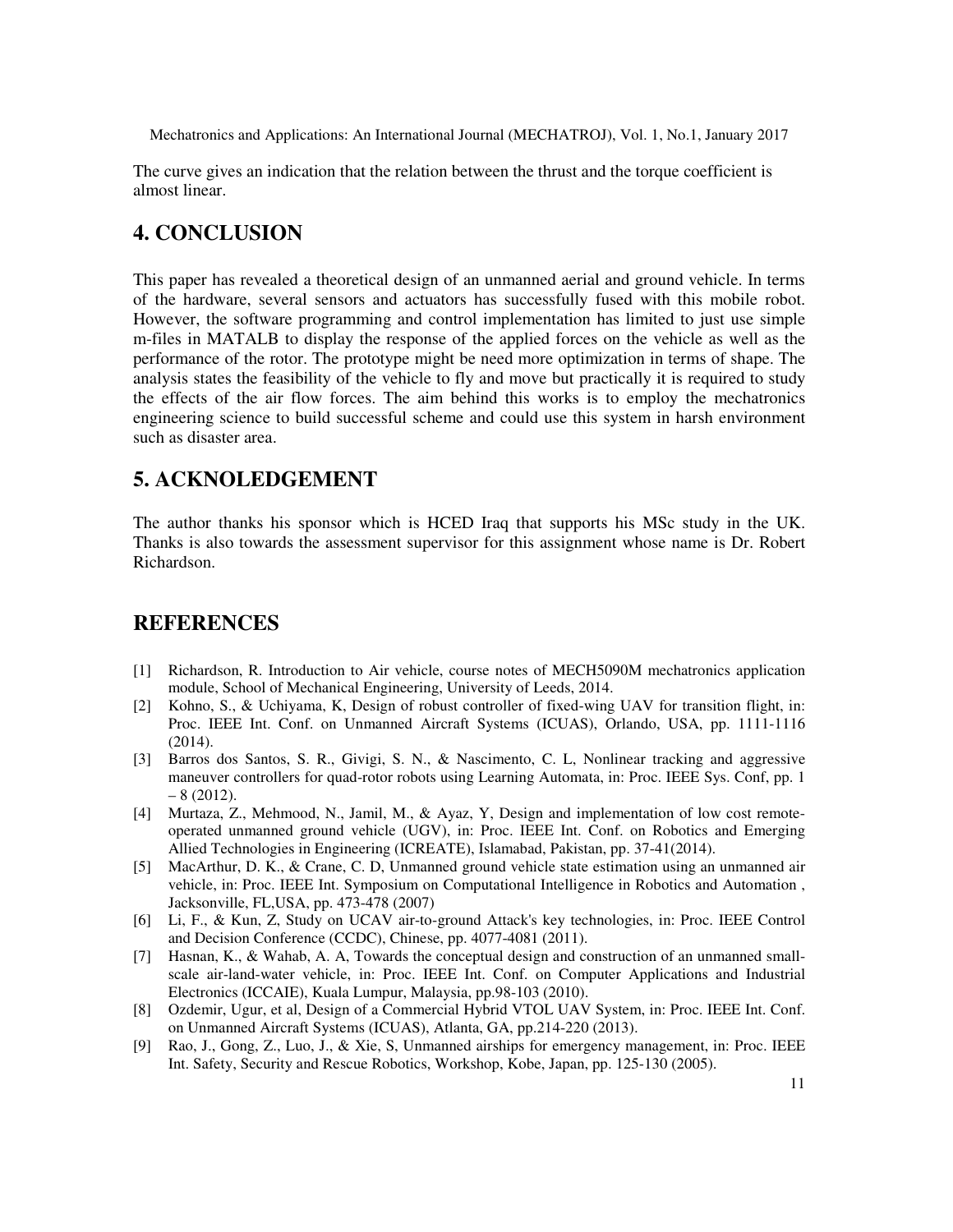The curve gives an indication that the relation between the thrust and the torque coefficient is almost linear.

## 4. CONCLUSION

This paper has revealed a theoretical design of an unmanned aerial and ground vehicle. In terms of the hardware, several sensors and actuators has successfully fused with this mobile robot. However, the software programming and control implementation has limited to just use simple m-files in MATALB to display the response of the applied forces on the vehicle as well as the performance of the rotor. The prototype might be need more optimization in terms of shape. The analysis states the feasibility of the vehicle to fly and move but practically it is required to study the effects of the air flow forces. The aim behind this works is to employ the mechatronics engineering science to build successful scheme and could use this system in harsh environment such as disaster area.

## 5. ACKNOLEDGEMENT

The author thanks his sponsor which is HCED Iraq that supports his MSc study in the UK. Thanks is also towards the assessment supervisor for this assignment whose name is Dr. Robert Richardson.

## REFERENCES

[1] Richardson, R. Introduction to Air vehicle, course notes of MECH5090M mechatronics application module, School of Mechanical Engineering, University of Leeds, 2014.

[2] Kohno, S., & Uchiyama, K, Design of robust controller of fixed-wing UAV for transition flight, in: Proc. IEEE Int. Conf. on Unmanned Aircraft Systems (ICUAS), Orlando, USA, pp. 1111-1116 (2014).

[3] Barros dos Santos, S. R., Givigi, S. N., & Nascimento, C. L, Nonlinear tracking and aggressive maneuver controllers for quad-rotor robots using Learning Automata, in: Proc. IEEE Sys. Conf, pp. 1 – 8 (2012).

[4] Murtaza, Z., Mehmood, N., Jamil, M., & Ayaz, Y, Design and implementation of low cost remote-operated unmanned ground vehicle (UGV), in: Proc. IEEE Int. Conf. on Robotics and Emerging Allied Technologies in Engineering (ICREATE), Islamabad, Pakistan, pp. 37-41(2014).

[5] MacArthur, D. K., & Crane, C. D, Unmanned ground vehicle state estimation using an unmanned air vehicle, in: Proc. IEEE Int. Symposium on Computational Intelligence in Robotics and Automation , Jacksonville, FL,USA, pp. 473-478 (2007)

[6] Li, F., & Kun, Z, Study on UCAV air-to-ground Attack's key technologies, in: Proc. IEEE Control and Decision Conference (CCDC), Chinese, pp. 4077-4081 (2011).

[7] Hasnan, K., & Wahab, A. A, Towards the conceptual design and construction of an unmanned small-scale air-land-water vehicle, in: Proc. IEEE Int. Conf. on Computer Applications and Industrial Electronics (ICCAIE), Kuala Lumpur, Malaysia, pp.98-103 (2010).

[8] Ozdemir, Ugur, et al, Design of a Commercial Hybrid VTOL UAV System, in: Proc. IEEE Int. Conf. on Unmanned Aircraft Systems (ICUAS), Atlanta, GA, pp.214-220 (2013).

[9] Rao, J., Gong, Z., Luo, J., & Xie, S, Unmanned airships for emergency management, in: Proc. IEEE Int. Safety, Security and Rescue Robotics, Workshop, Kobe, Japan, pp. 125-130 (2005).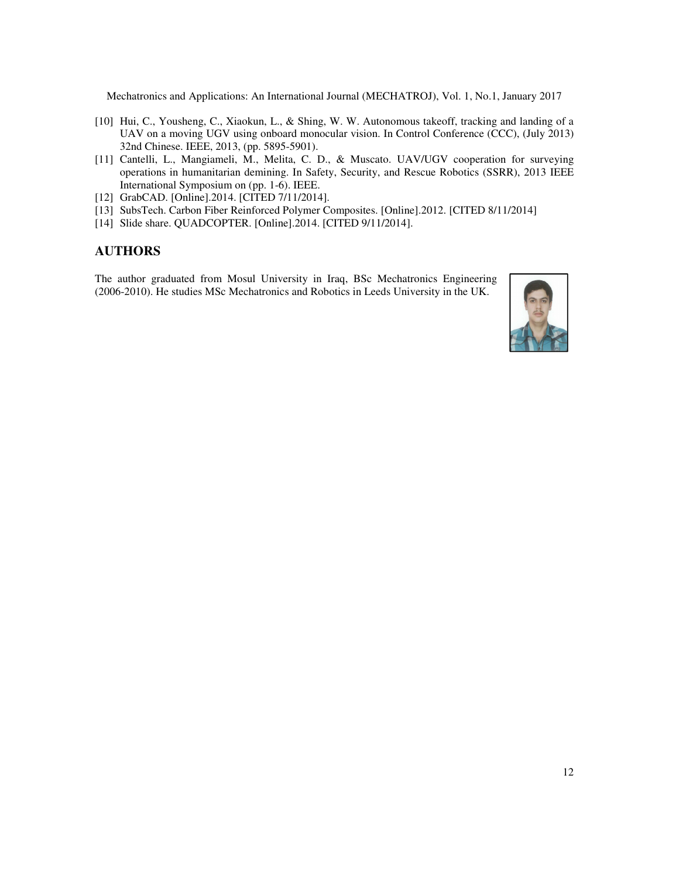[10] Hui, C., Yousheng, C., Xiaokun, L., & Shing, W. W. Autonomous takeoff, tracking and landing of a UAV on a moving UGV using onboard monocular vision. In Control Conference (CCC), (July 2013) 32nd Chinese. IEEE, 2013, (pp. 5895-5901).

[11] Cantelli, L., Mangiameli, M., Melita, C. D., & Muscato. UAV/UGV cooperation for surveying operations in humanitarian demining. In Safety, Security, and Rescue Robotics (SSRR), 2013 IEEE International Symposium on (pp. 1-6). IEEE.

[12] GrabCAD. [Online].2014. [CITED 7/11/2014].

[13] SubsTech. Carbon Fiber Reinforced Polymer Composites. [Online].2012. [CITED 8/11/2014]

[14] Slide share. QUADCOPTER. [Online].2014. [CITED 9/11/2014].

## AUTHORS

The author graduated from Mosul University in Iraq, BSc Mechatronics Engineering (2006-2010). He studies MSc Mechatronics and Robotics in Leeds University in the UK.